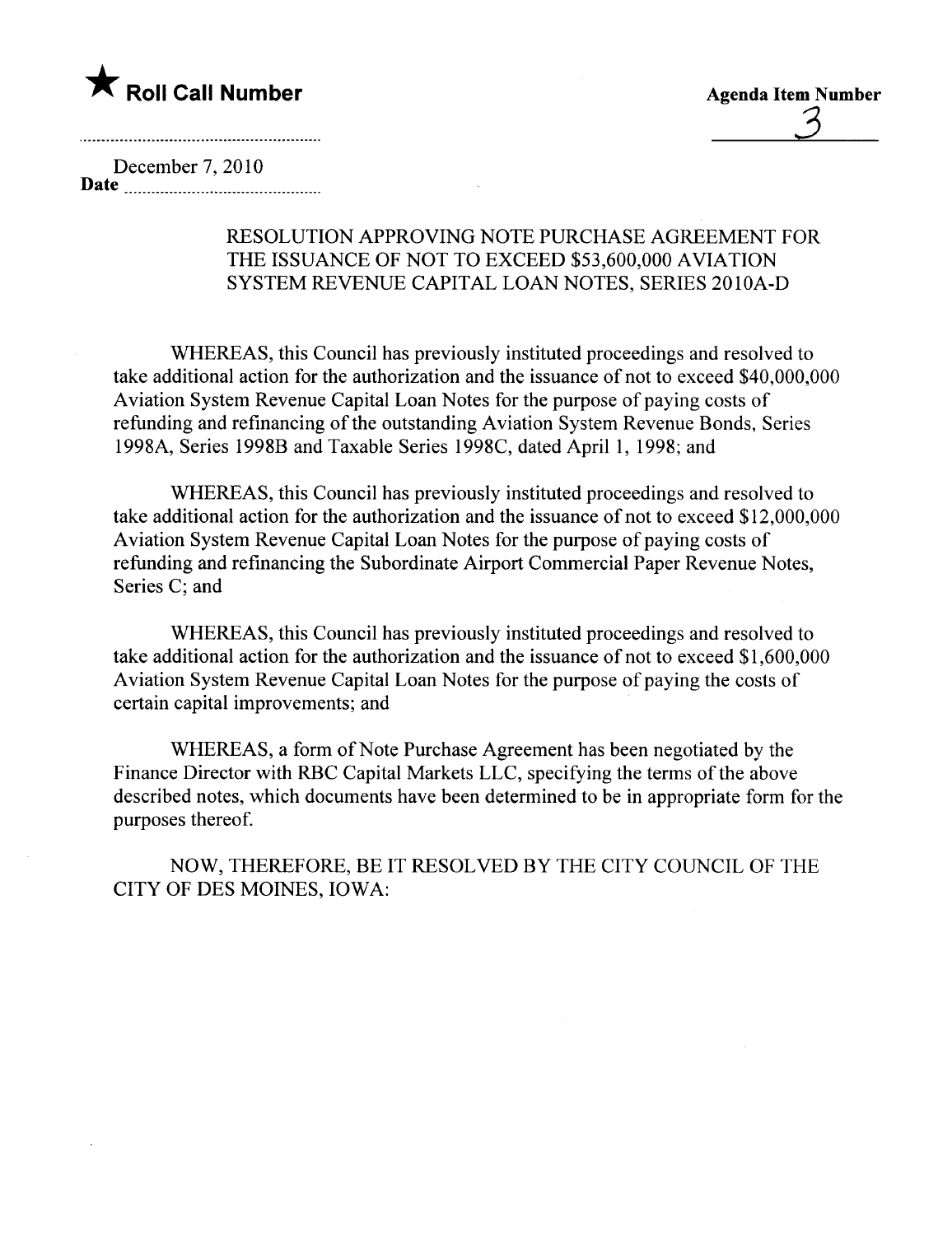★ **Roll Call Number**

**Agenda Item Number**

3

December 7, 2010

**Date**

RESOLUTION APPROVING NOTE PURCHASE AGREEMENT FOR THE ISSUANCE OF NOT TO EXCEED $53,600,000 AVIATION SYSTEM REVENUE CAPITAL LOAN NOTES, SERIES 2010A-D

WHEREAS, this Council has previously instituted proceedings and resolved to take additional action for the authorization and the issuance of not to exceed $40,000,000 Aviation System Revenue Capital Loan Notes for the purpose of paying costs of refunding and refinancing of the outstanding Aviation System Revenue Bonds, Series 1998A, Series 1998B and Taxable Series 1998C, dated April 1, 1998; and

WHEREAS, this Council has previously instituted proceedings and resolved to take additional action for the authorization and the issuance of not to exceed $12,000,000 Aviation System Revenue Capital Loan Notes for the purpose of paying costs of refunding and refinancing the Subordinate Airport Commercial Paper Revenue Notes, Series C; and

WHEREAS, this Council has previously instituted proceedings and resolved to take additional action for the authorization and the issuance of not to exceed $1,600,000 Aviation System Revenue Capital Loan Notes for the purpose of paying the costs of certain capital improvements; and

WHEREAS, a form of Note Purchase Agreement has been negotiated by the Finance Director with RBC Capital Markets LLC, specifying the terms of the above described notes, which documents have been determined to be in appropriate form for the purposes thereof.

NOW, THEREFORE, BE IT RESOLVED BY THE CITY COUNCIL OF THE CITY OF DES MOINES, IOWA: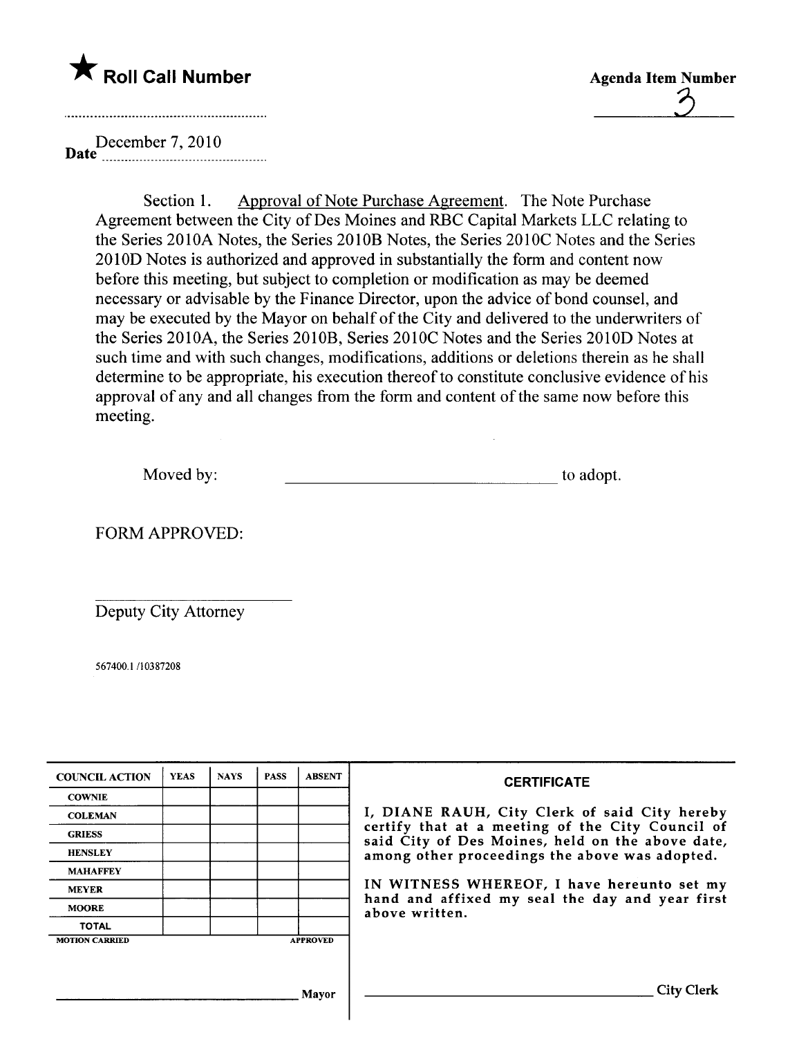★ **Roll Call Number**

**Agenda Item Number**

3

Date December 7, 2010

Section 1. Approval of Note Purchase Agreement. The Note Purchase Agreement between the City of Des Moines and RBC Capital Markets LLC relating to the Series 2010A Notes, the Series 2010B Notes, the Series 2010C Notes and the Series 2010D Notes is authorized and approved in substantially the form and content now before this meeting, but subject to completion or modification as may be deemed necessary or advisable by the Finance Director, upon the advice of bond counsel, and may be executed by the Mayor on behalf of the City and delivered to the underwriters of the Series 2010A, the Series 2010B, Series 2010C Notes and the Series 2010D Notes at such time and with such changes, modifications, additions or deletions therein as he shall determine to be appropriate, his execution thereof to constitute conclusive evidence of his approval of any and all changes from the form and content of the same now before this meeting.

Moved by: ______________________________ to adopt.

FORM APPROVED:

______________________
Deputy City Attorney

567400.1 /10387208

| COUNCIL ACTION | YEAS | NAYS | PASS | ABSENT |
|---|---|---|---|---|
| COWNIE | | | | |
| COLEMAN | | | | |
| GRIESS | | | | |
| HENSLEY | | | | |
| MAHAFFEY | | | | |
| MEYER | | | | |
| MOORE | | | | |
| TOTAL | | | | |

MOTION CARRIED APPROVED

______________________________ Mayor

**CERTIFICATE**

I, DIANE RAUH, City Clerk of said City hereby certify that at a meeting of the City Council of said City of Des Moines, held on the above date, among other proceedings the above was adopted.

IN WITNESS WHEREOF, I have hereunto set my hand and affixed my seal the day and year first above written.

______________________________ City Clerk